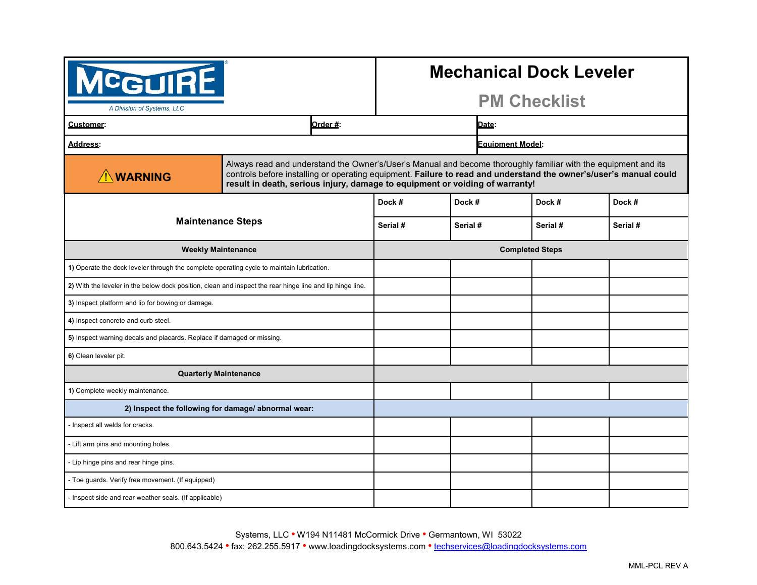McGUIRE®
*A Division of Systems, LLC*

# Mechanical Dock Leveler

## PM Checklist

| **Customer**: | **Order #**: | **Date**: |
|---|---|---|
| **Address**: | | **Equipment Model**: |

**⚠ WARNING**

Always read and understand the Owner's/User's Manual and become thoroughly familiar with the equipment and its controls before installing or operating equipment. **Failure to read and understand the owner's/user's manual could result in death, serious injury, damage to equipment or voiding of warranty!**

| Maintenance Steps | Dock # | Dock # | Dock # | Dock # |
|---|---|---|---|---|
| | Serial # | Serial # | Serial # | Serial # |
| **Weekly Maintenance** | **Completed Steps** | | | |
| **1)** Operate the dock leveler through the complete operating cycle to maintain lubrication. | | | | |
| **2)** With the leveler in the below dock position, clean and inspect the rear hinge line and lip hinge line. | | | | |
| **3)** Inspect platform and lip for bowing or damage. | | | | |
| **4)** Inspect concrete and curb steel. | | | | |
| **5)** Inspect warning decals and placards. Replace if damaged or missing. | | | | |
| **6)** Clean leveler pit. | | | | |
| **Quarterly Maintenance** | | | | |
| **1)** Complete weekly maintenance. | | | | |
| **2) Inspect the following for damage/ abnormal wear:** | | | | |
| - Inspect all welds for cracks. | | | | |
| - Lift arm pins and mounting holes. | | | | |
| - Lip hinge pins and rear hinge pins. | | | | |
| - Toe guards. Verify free movement. (If equipped) | | | | |
| - Inspect side and rear weather seals. (If applicable) | | | | |

Systems, LLC • W194 N11481 McCormick Drive • Germantown, WI 53022
800.643.5424 • fax: 262.255.5917 • www.loadingdocksystems.com • techservices@loadingdocksystems.com

MML-PCL REV A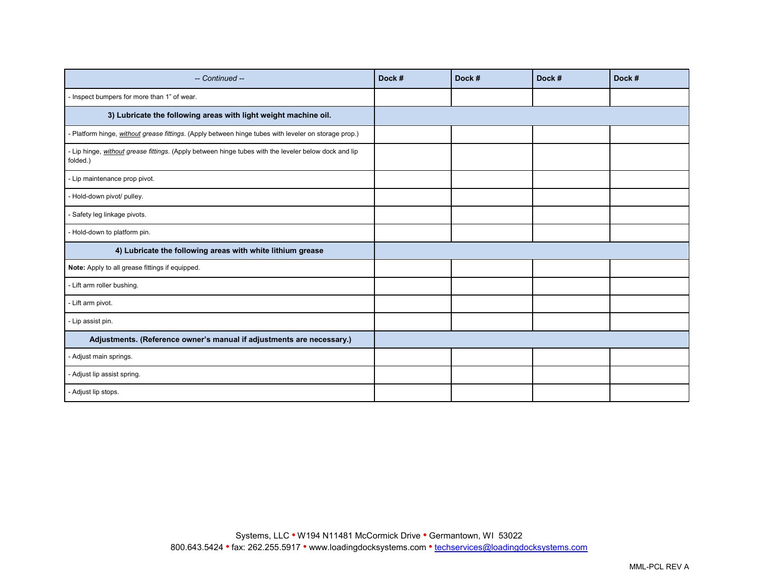| *-- Continued --* | **Dock #** | **Dock #** | **Dock #** | **Dock #** |
|---|---|---|---|---|
| - Inspect bumpers for more than 1" of wear. | | | | |
| **3) Lubricate the following areas with light weight machine oil.** | | | | |
| - Platform hinge, *without grease fittings*. (Apply between hinge tubes with leveler on storage prop.) | | | | |
| - Lip hinge, *without grease fittings*. (Apply between hinge tubes with the leveler below dock and lip folded.) | | | | |
| - Lip maintenance prop pivot. | | | | |
| - Hold-down pivot/ pulley. | | | | |
| - Safety leg linkage pivots. | | | | |
| - Hold-down to platform pin. | | | | |
| **4) Lubricate the following areas with white lithium grease** | | | | |
| **Note:** Apply to all grease fittings if equipped. | | | | |
| - Lift arm roller bushing. | | | | |
| - Lift arm pivot. | | | | |
| - Lip assist pin. | | | | |
| **Adjustments. (Reference owner's manual if adjustments are necessary.)** | | | | |
| - Adjust main springs. | | | | |
| - Adjust lip assist spring. | | | | |
| - Adjust lip stops. | | | | |

Systems, LLC • W194 N11481 McCormick Drive • Germantown, WI 53022
800.643.5424 • fax: 262.255.5917 • www.loadingdocksystems.com • techservices@loadingdocksystems.com

MML-PCL REV A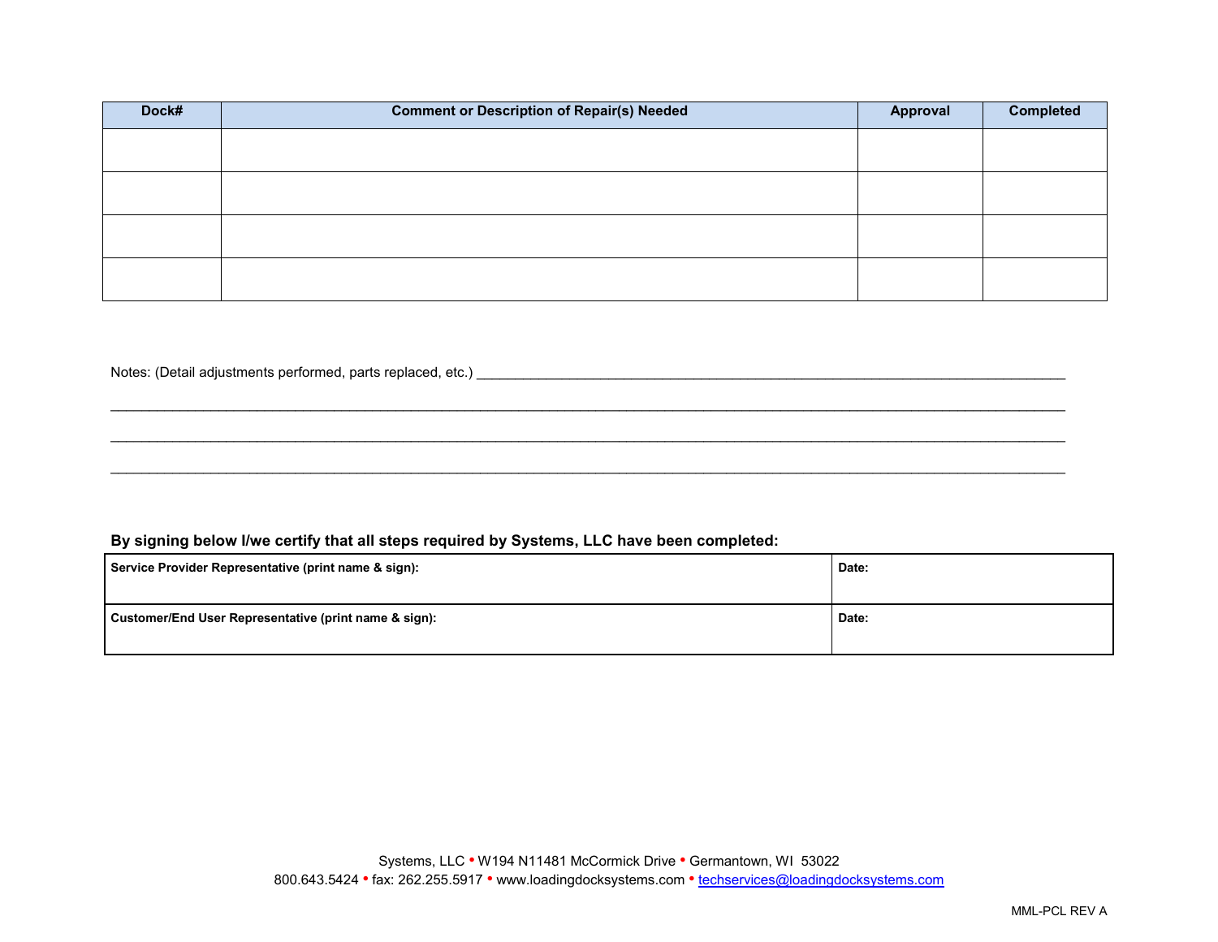| Dock# | Comment or Description of Repair(s) Needed | Approval | Completed |
|---|---|---|---|
| | | | |
| | | | |
| | | | |
| | | | |

Notes: (Detail adjustments performed, parts replaced, etc.) ___________________________________________________________________________

_____________________________________________________________________________________________________________

_____________________________________________________________________________________________________________

_____________________________________________________________________________________________________________

**By signing below I/we certify that all steps required by Systems, LLC have been completed:**

| **Service Provider Representative (print name & sign):** | **Date:** |
|---|---|
| **Customer/End User Representative (print name & sign):** | **Date:** |

Systems, LLC • W194 N11481 McCormick Drive • Germantown, WI 53022
800.643.5424 • fax: 262.255.5917 • www.loadingdocksystems.com • techservices@loadingdocksystems.com

MML-PCL REV A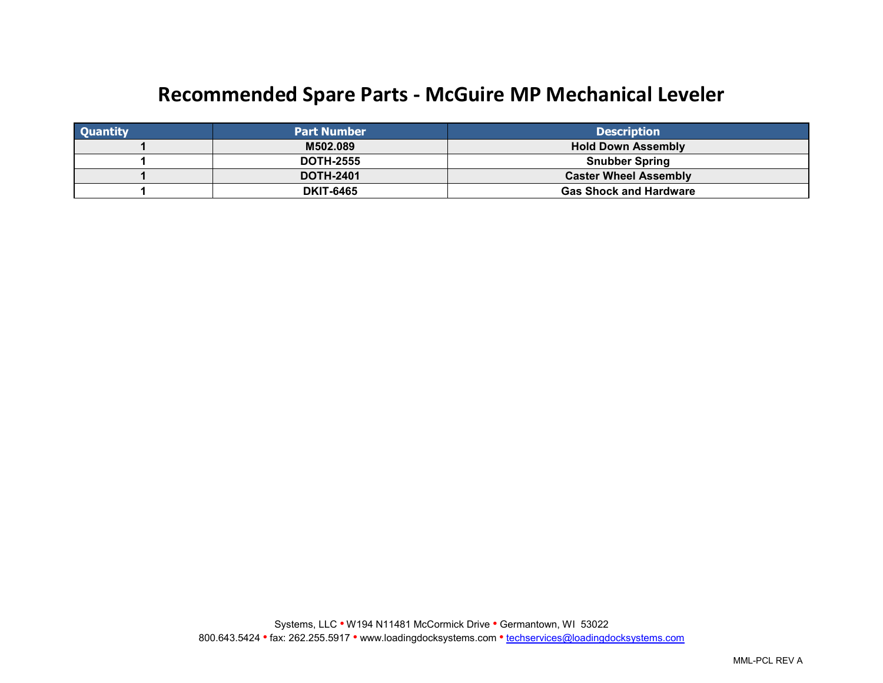# Recommended Spare Parts - McGuire MP Mechanical Leveler

| Quantity | Part Number | Description |
| --- | --- | --- |
| 1 | M502.089 | Hold Down Assembly |
| 1 | DOTH-2555 | Snubber Spring |
| 1 | DOTH-2401 | Caster Wheel Assembly |
| 1 | DKIT-6465 | Gas Shock and Hardware |

Systems, LLC • W194 N11481 McCormick Drive • Germantown, WI 53022
800.643.5424 • fax: 262.255.5917 • www.loadingdocksystems.com • techservices@loadingdocksystems.com

MML-PCL REV A